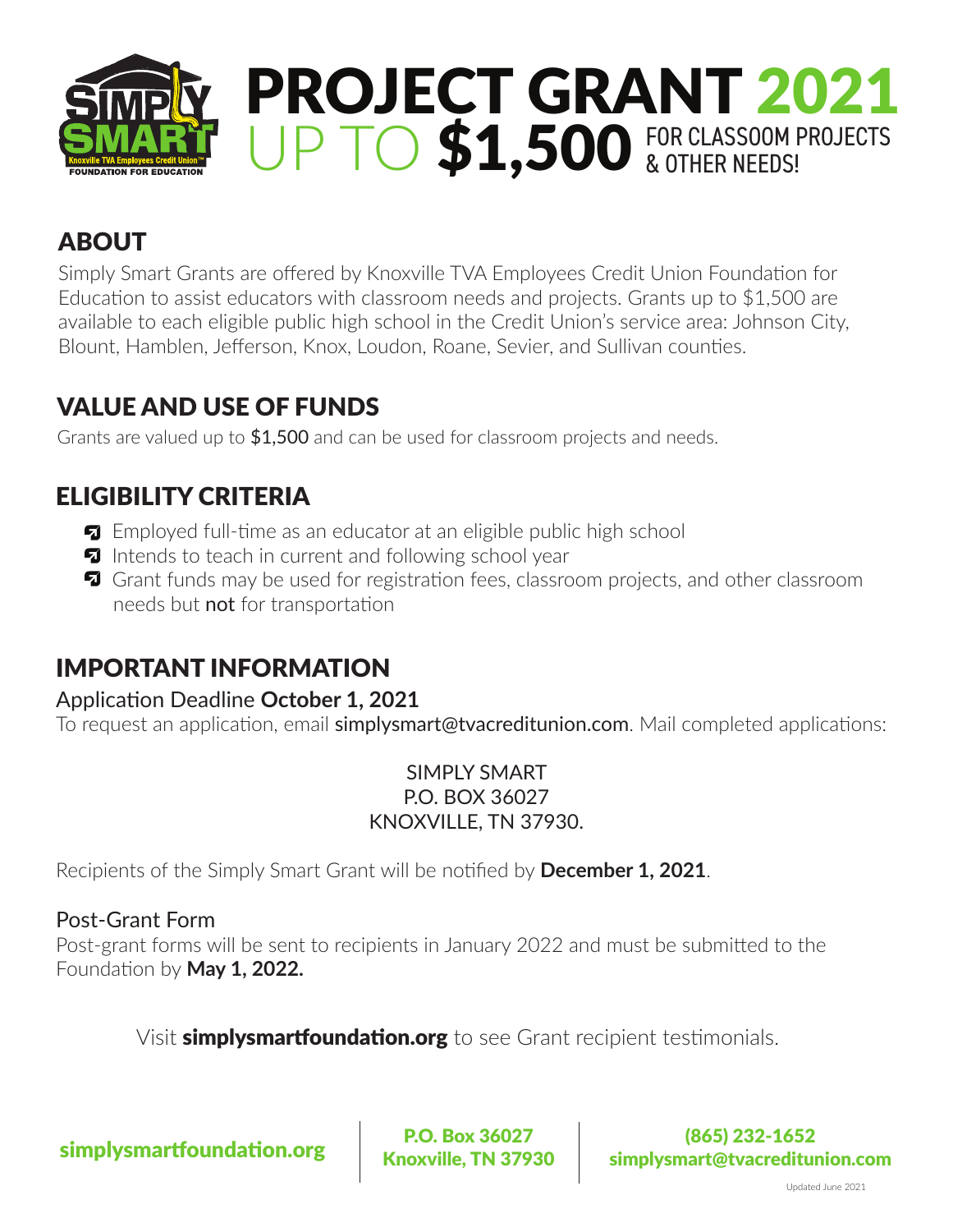# PROJECT GRANT 2021

## UP TO $1,500 FOR CLASSOOM PROJECTS & OTHER NEEDS!

## ABOUT

Simply Smart Grants are offered by Knoxville TVA Employees Credit Union Foundation for Education to assist educators with classroom needs and projects. Grants up to $1,500 are available to each eligible public high school in the Credit Union's service area: Johnson City, Blount, Hamblen, Jefferson, Knox, Loudon, Roane, Sevier, and Sullivan counties.

## VALUE AND USE OF FUNDS

Grants are valued up to **$1,500** and can be used for classroom projects and needs.

## ELIGIBILITY CRITERIA

- Employed full-time as an educator at an eligible public high school
- Intends to teach in current and following school year
- Grant funds may be used for registration fees, classroom projects, and other classroom needs but **not** for transportation

## IMPORTANT INFORMATION

### Application Deadline **October 1, 2021**

To request an application, email **simplysmart@tvacreditunion.com**. Mail completed applications:

SIMPLY SMART
P.O. BOX 36027
KNOXVILLE, TN 37930.

Recipients of the Simply Smart Grant will be notified by **December 1, 2021**.

### Post-Grant Form

Post-grant forms will be sent to recipients in January 2022 and must be submitted to the Foundation by **May 1, 2022.**

Visit **simplysmartfoundation.org** to see Grant recipient testimonials.

simplysmartfoundation.org | P.O. Box 36027 Knoxville, TN 37930 | (865) 232-1652 simplysmart@tvacreditunion.com

Updated June 2021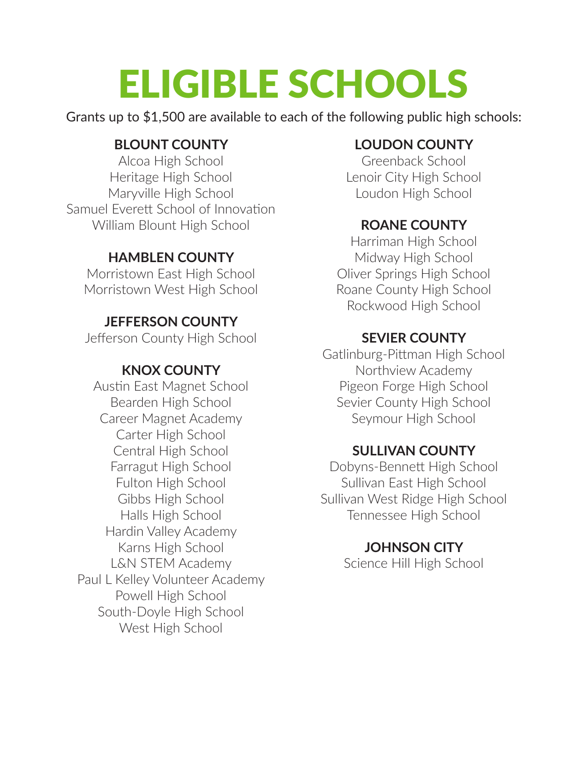# ELIGIBLE SCHOOLS

Grants up to $1,500 are available to each of the following public high schools:

### BLOUNT COUNTY

Alcoa High School
Heritage High School
Maryville High School
Samuel Everett School of Innovation
William Blount High School

### HAMBLEN COUNTY

Morristown East High School
Morristown West High School

### JEFFERSON COUNTY

Jefferson County High School

### KNOX COUNTY

Austin East Magnet School
Bearden High School
Career Magnet Academy
Carter High School
Central High School
Farragut High School
Fulton High School
Gibbs High School
Halls High School
Hardin Valley Academy
Karns High School
L&N STEM Academy
Paul L Kelley Volunteer Academy
Powell High School
South-Doyle High School
West High School

### LOUDON COUNTY

Greenback School
Lenoir City High School
Loudon High School

### ROANE COUNTY

Harriman High School
Midway High School
Oliver Springs High School
Roane County High School
Rockwood High School

### SEVIER COUNTY

Gatlinburg-Pittman High School
Northview Academy
Pigeon Forge High School
Sevier County High School
Seymour High School

### SULLIVAN COUNTY

Dobyns-Bennett High School
Sullivan East High School
Sullivan West Ridge High School
Tennessee High School

### JOHNSON CITY

Science Hill High School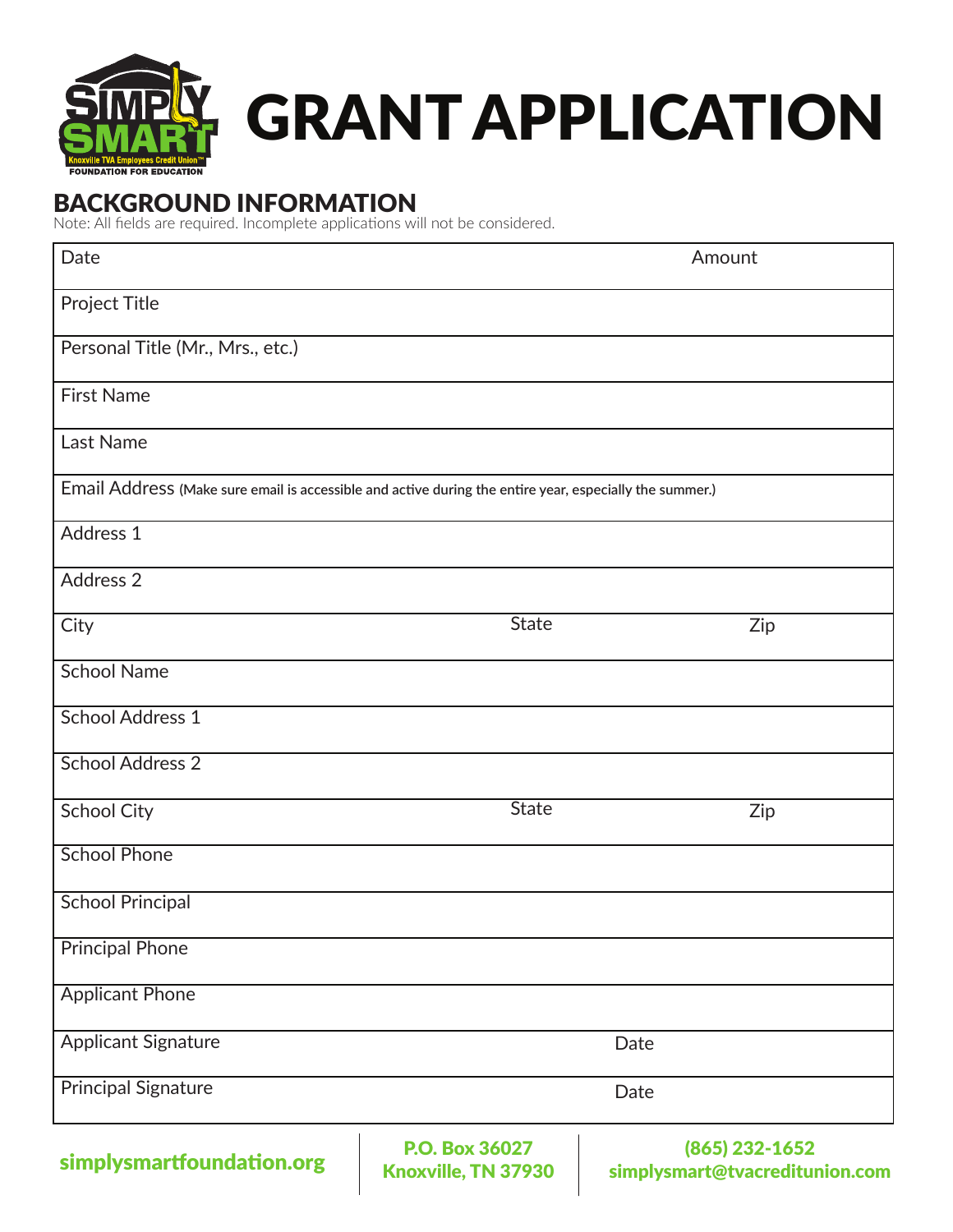# GRANT APPLICATION

## BACKGROUND INFORMATION

Note: All fields are required. Incomplete applications will not be considered.

| | | |
|---|---|---|
| Date | | Amount |
| Project Title | | |
| Personal Title (Mr., Mrs., etc.) | | |
| First Name | | |
| Last Name | | |
| Email Address (Make sure email is accessible and active during the entire year, especially the summer.) | | |
| Address 1 | | |
| Address 2 | | |
| City | State | Zip |
| School Name | | |
| School Address 1 | | |
| School Address 2 | | |
| School City | State | Zip |
| School Phone | | |
| School Principal | | |
| Principal Phone | | |
| Applicant Phone | | |
| Applicant Signature | Date | |
| Principal Signature | Date | |

simplysmartfoundation.org | P.O. Box 36027 Knoxville, TN 37930 | (865) 232-1652 simplysmart@tvacreditunion.com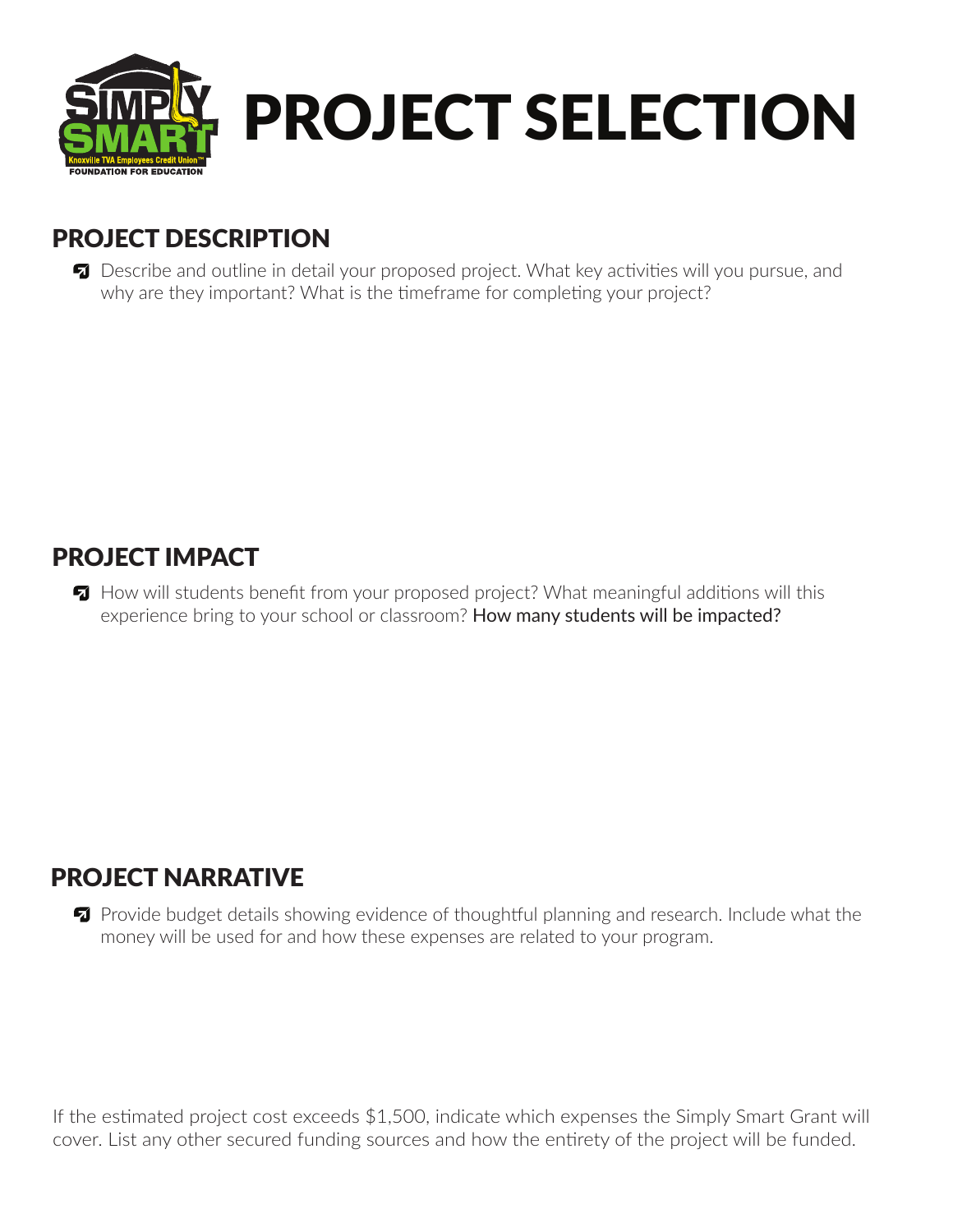# PROJECT SELECTION

## PROJECT DESCRIPTION

- Describe and outline in detail your proposed project. What key activities will you pursue, and why are they important? What is the timeframe for completing your project?

## PROJECT IMPACT

- How will students benefit from your proposed project? What meaningful additions will this experience bring to your school or classroom? How many students will be impacted?

## PROJECT NARRATIVE

- Provide budget details showing evidence of thoughtful planning and research. Include what the money will be used for and how these expenses are related to your program.

If the estimated project cost exceeds $1,500, indicate which expenses the Simply Smart Grant will cover. List any other secured funding sources and how the entirety of the project will be funded.